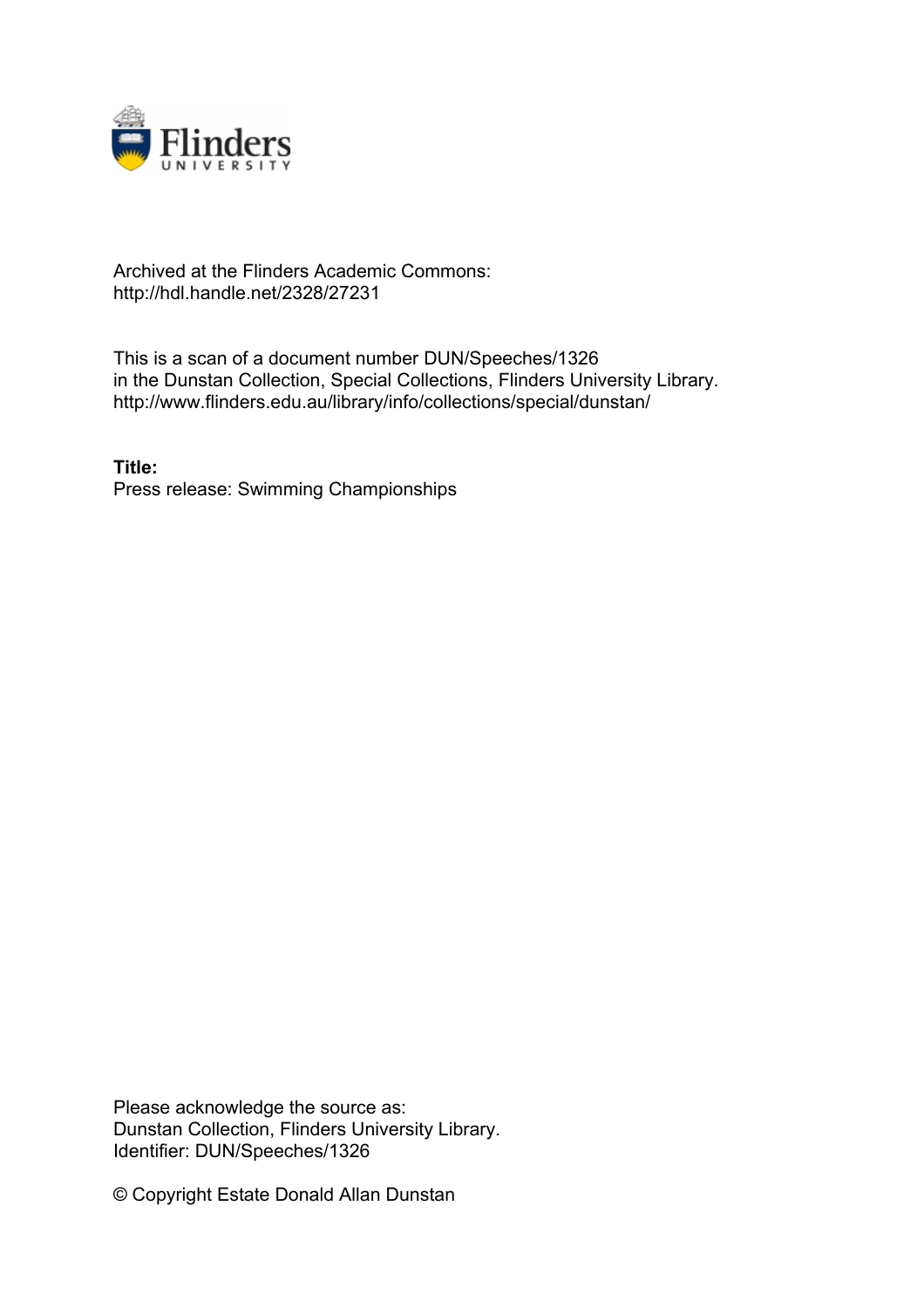Archived at the Flinders Academic Commons:
http://hdl.handle.net/2328/27231

This is a scan of a document number DUN/Speeches/1326
in the Dunstan Collection, Special Collections, Flinders University Library.
http://www.flinders.edu.au/library/info/collections/special/dunstan/

**Title:**
Press release: Swimming Championships

Please acknowledge the source as:
Dunstan Collection, Flinders University Library.
Identifier: DUN/Speeches/1326

© Copyright Estate Donald Allan Dunstan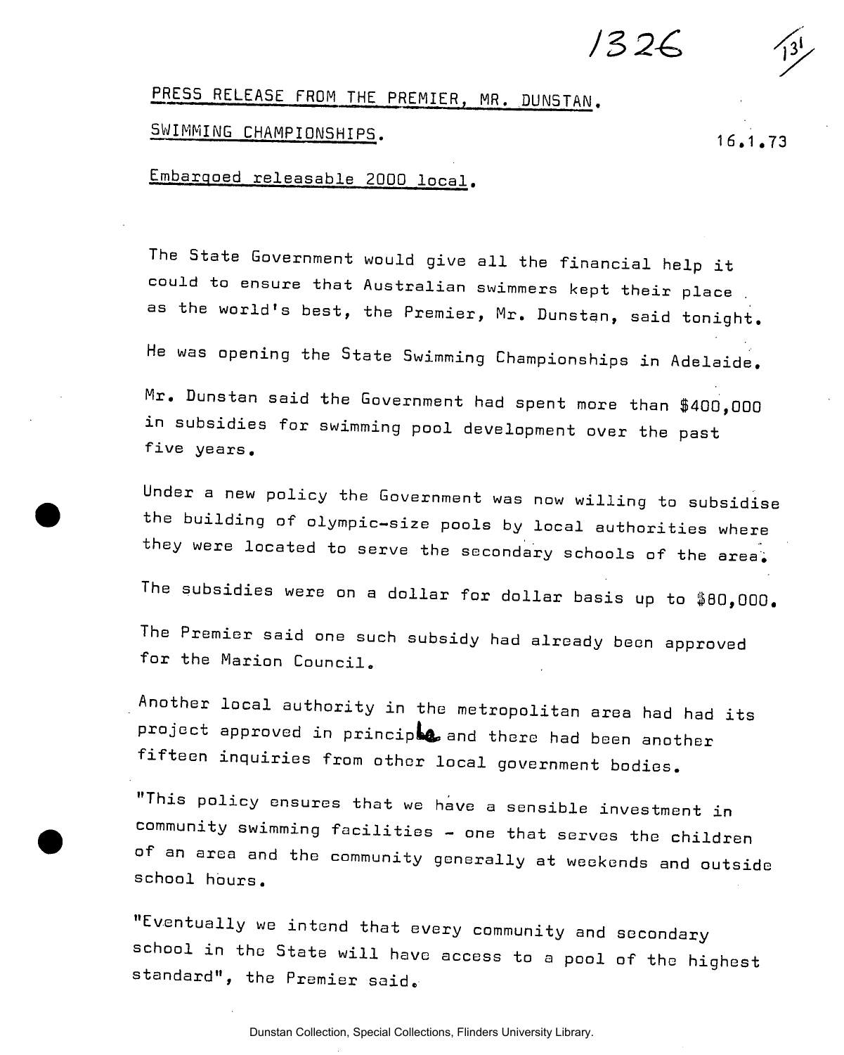1326

PRESS RELEASE FROM THE PREMIER, MR. DUNSTAN.

SWIMMING CHAMPIONSHIPS. 16.1.73

Embargoed releasable 2000 local.

The State Government would give all the financial help it could to ensure that Australian swimmers kept their place as the world's best, the Premier, Mr. Dunstan, said tonight.

He was opening the State Swimming Championships in Adelaide.

Mr. Dunstan said the Government had spent more than $400,000 in subsidies for swimming pool development over the past five years.

Under a new policy the Government was now willing to subsidise the building of olympic-size pools by local authorities where they were located to serve the secondary schools of the area.

The subsidies were on a dollar for dollar basis up to $80,000.

The Premier said one such subsidy had already been approved for the Marion Council.

Another local authority in the metropolitan area had had its project approved in principle and there had been another fifteen inquiries from other local government bodies.

"This policy ensures that we have a sensible investment in community swimming facilities - one that serves the children of an area and the community generally at weekends and outside school hours.

"Eventually we intend that every community and secondary school in the State will have access to a pool of the highest standard", the Premier said.